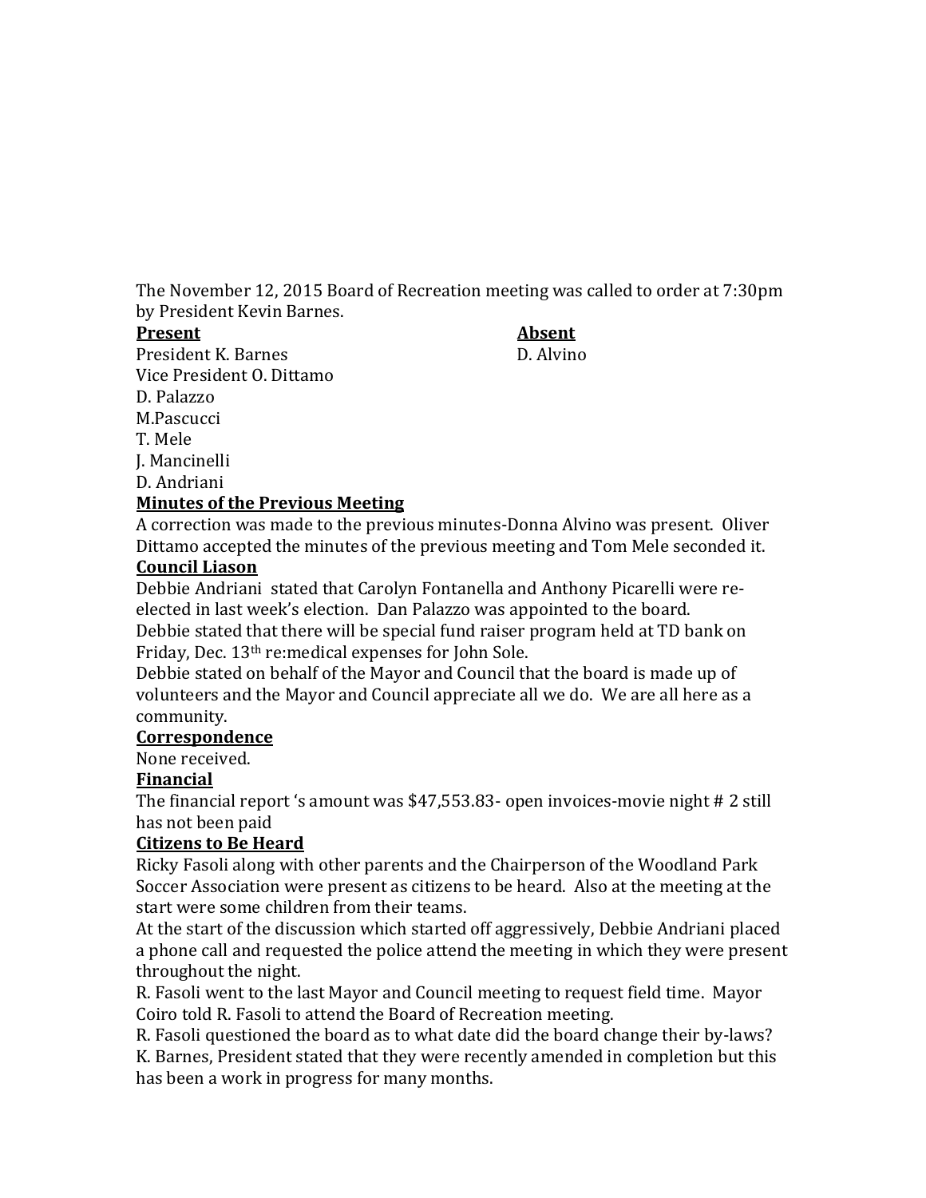The November 12, 2015 Board of Recreation meeting was called to order at 7:30pm by President Kevin Barnes.

**Present**

President K. Barnes
Vice President O. Dittamo
D. Palazzo
M.Pascucci
T. Mele
J. Mancinelli
D. Andriani

**Absent**

D. Alvino

**Minutes of the Previous Meeting**

A correction was made to the previous minutes-Donna Alvino was present. Oliver Dittamo accepted the minutes of the previous meeting and Tom Mele seconded it.

**Council Liason**

Debbie Andriani stated that Carolyn Fontanella and Anthony Picarelli were re-elected in last week's election. Dan Palazzo was appointed to the board.
Debbie stated that there will be special fund raiser program held at TD bank on Friday, Dec. 13th re:medical expenses for John Sole.
Debbie stated on behalf of the Mayor and Council that the board is made up of volunteers and the Mayor and Council appreciate all we do. We are all here as a community.

**Correspondence**

None received.

**Financial**

The financial report 's amount was $47,553.83- open invoices-movie night # 2 still has not been paid

**Citizens to Be Heard**

Ricky Fasoli along with other parents and the Chairperson of the Woodland Park Soccer Association were present as citizens to be heard. Also at the meeting at the start were some children from their teams.
At the start of the discussion which started off aggressively, Debbie Andriani placed a phone call and requested the police attend the meeting in which they were present throughout the night.
R. Fasoli went to the last Mayor and Council meeting to request field time. Mayor Coiro told R. Fasoli to attend the Board of Recreation meeting.
R. Fasoli questioned the board as to what date did the board change their by-laws? K. Barnes, President stated that they were recently amended in completion but this has been a work in progress for many months.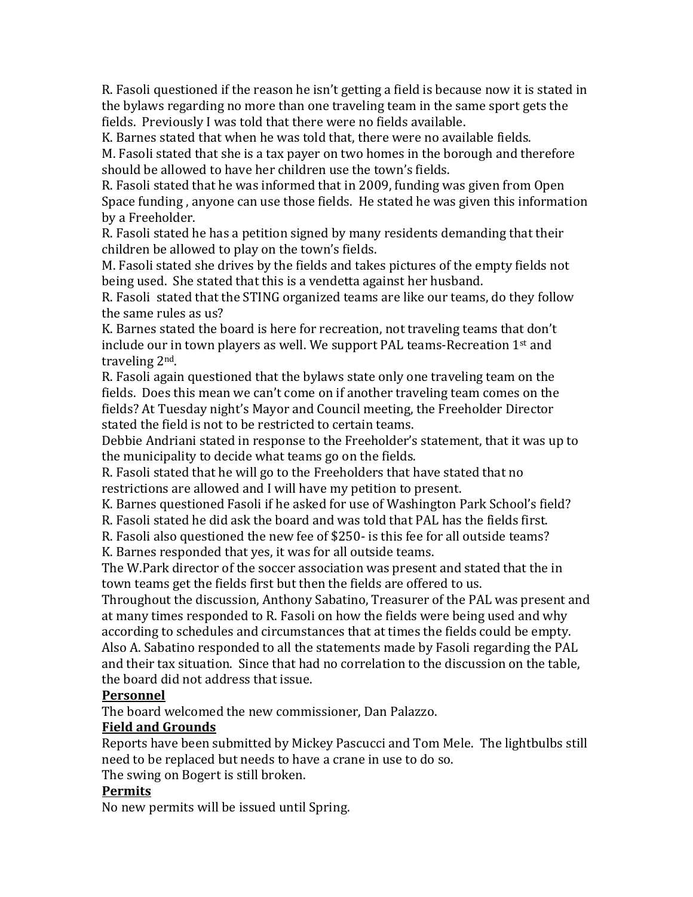R. Fasoli questioned if the reason he isn't getting a field is because now it is stated in the bylaws regarding no more than one traveling team in the same sport gets the fields. Previously I was told that there were no fields available.

K. Barnes stated that when he was told that, there were no available fields.

M. Fasoli stated that she is a tax payer on two homes in the borough and therefore should be allowed to have her children use the town's fields.

R. Fasoli stated that he was informed that in 2009, funding was given from Open Space funding , anyone can use those fields. He stated he was given this information by a Freeholder.

R. Fasoli stated he has a petition signed by many residents demanding that their children be allowed to play on the town's fields.

M. Fasoli stated she drives by the fields and takes pictures of the empty fields not being used. She stated that this is a vendetta against her husband.

R. Fasoli stated that the STING organized teams are like our teams, do they follow the same rules as us?

K. Barnes stated the board is here for recreation, not traveling teams that don't include our in town players as well. We support PAL teams-Recreation 1st and traveling 2nd.

R. Fasoli again questioned that the bylaws state only one traveling team on the fields. Does this mean we can't come on if another traveling team comes on the fields? At Tuesday night's Mayor and Council meeting, the Freeholder Director stated the field is not to be restricted to certain teams.

Debbie Andriani stated in response to the Freeholder's statement, that it was up to the municipality to decide what teams go on the fields.

R. Fasoli stated that he will go to the Freeholders that have stated that no restrictions are allowed and I will have my petition to present.

K. Barnes questioned Fasoli if he asked for use of Washington Park School's field?

R. Fasoli stated he did ask the board and was told that PAL has the fields first.

R. Fasoli also questioned the new fee of $250- is this fee for all outside teams?

K. Barnes responded that yes, it was for all outside teams.

The W.Park director of the soccer association was present and stated that the in town teams get the fields first but then the fields are offered to us.

Throughout the discussion, Anthony Sabatino, Treasurer of the PAL was present and at many times responded to R. Fasoli on how the fields were being used and why according to schedules and circumstances that at times the fields could be empty. Also A. Sabatino responded to all the statements made by Fasoli regarding the PAL and their tax situation. Since that had no correlation to the discussion on the table, the board did not address that issue.

**Personnel**

The board welcomed the new commissioner, Dan Palazzo.

**Field and Grounds**

Reports have been submitted by Mickey Pascucci and Tom Mele. The lightbulbs still need to be replaced but needs to have a crane in use to do so.

The swing on Bogert is still broken.

**Permits**

No new permits will be issued until Spring.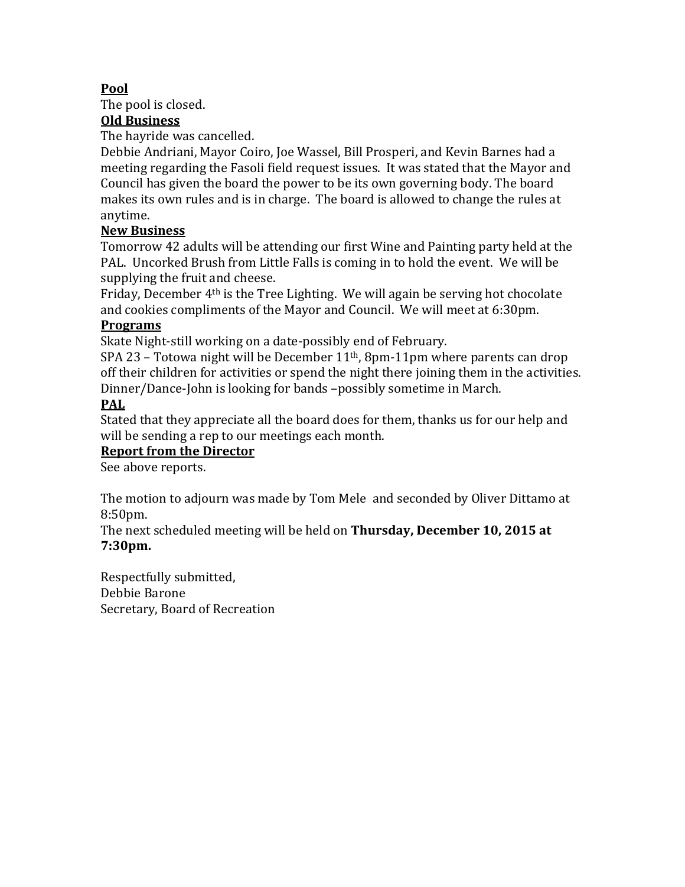**Pool**

The pool is closed.

**Old Business**

The hayride was cancelled.

Debbie Andriani, Mayor Coiro, Joe Wassel, Bill Prosperi, and Kevin Barnes had a meeting regarding the Fasoli field request issues. It was stated that the Mayor and Council has given the board the power to be its own governing body. The board makes its own rules and is in charge. The board is allowed to change the rules at anytime.

**New Business**

Tomorrow 42 adults will be attending our first Wine and Painting party held at the PAL. Uncorked Brush from Little Falls is coming in to hold the event. We will be supplying the fruit and cheese.

Friday, December 4th is the Tree Lighting. We will again be serving hot chocolate and cookies compliments of the Mayor and Council. We will meet at 6:30pm.

**Programs**

Skate Night-still working on a date-possibly end of February.

SPA 23 – Totowa night will be December 11th, 8pm-11pm where parents can drop off their children for activities or spend the night there joining them in the activities.

Dinner/Dance-John is looking for bands –possibly sometime in March.

**PAL**

Stated that they appreciate all the board does for them, thanks us for our help and will be sending a rep to our meetings each month.

**Report from the Director**

See above reports.

The motion to adjourn was made by Tom Mele and seconded by Oliver Dittamo at 8:50pm.

The next scheduled meeting will be held on **Thursday, December 10, 2015 at 7:30pm.**

Respectfully submitted,
Debbie Barone
Secretary, Board of Recreation